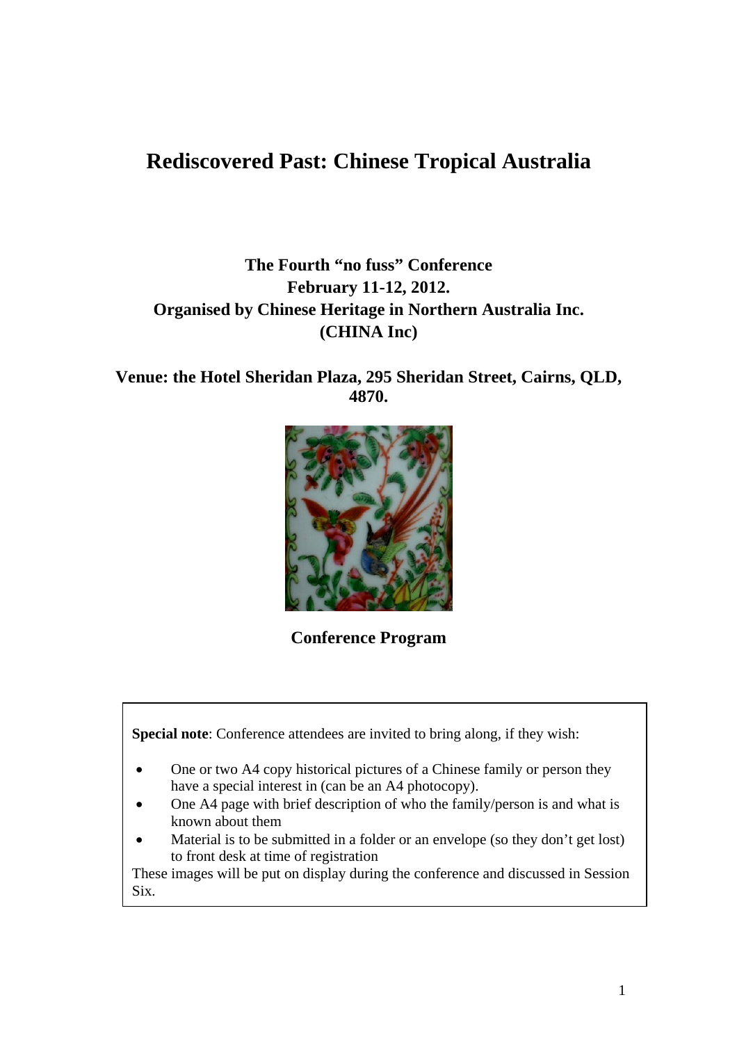# Rediscovered Past: Chinese Tropical Australia

**The Fourth "no fuss" Conference**
**February 11-12, 2012.**
**Organised by Chinese Heritage in Northern Australia Inc.**
**(CHINA Inc)**

**Venue: the Hotel Sheridan Plaza, 295 Sheridan Street, Cairns, QLD, 4870.**

**Conference Program**

**Special note**: Conference attendees are invited to bring along, if they wish:

- One or two A4 copy historical pictures of a Chinese family or person they have a special interest in (can be an A4 photocopy).
- One A4 page with brief description of who the family/person is and what is known about them
- Material is to be submitted in a folder or an envelope (so they don't get lost) to front desk at time of registration

These images will be put on display during the conference and discussed in Session Six.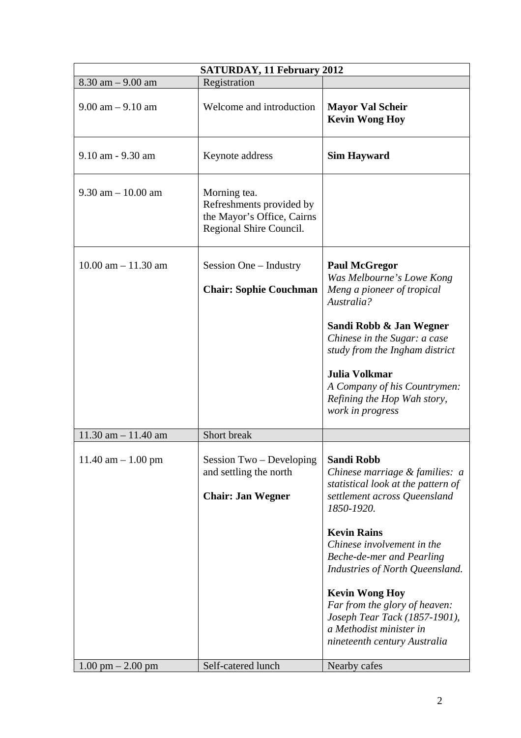| SATURDAY, 11 February 2012 | | |
|---|---|---|
| 8.30 am – 9.00 am | Registration | |
| 9.00 am – 9.10 am | Welcome and introduction | **Mayor Val Scheir**<br>**Kevin Wong Hoy** |
| 9.10 am - 9.30 am | Keynote address | **Sim Hayward** |
| 9.30 am – 10.00 am | Morning tea. Refreshments provided by the Mayor's Office, Cairns Regional Shire Council. | |
| 10.00 am – 11.30 am | Session One – Industry<br><br>**Chair: Sophie Couchman** | **Paul McGregor**<br>*Was Melbourne's Lowe Kong Meng a pioneer of tropical Australia?*<br><br>**Sandi Robb & Jan Wegner**<br>*Chinese in the Sugar: a case study from the Ingham district*<br><br>**Julia Volkmar**<br>*A Company of his Countrymen: Refining the Hop Wah story, work in progress* |
| 11.30 am – 11.40 am | Short break | |
| 11.40 am – 1.00 pm | Session Two – Developing and settling the north<br><br>**Chair: Jan Wegner** | **Sandi Robb**<br>*Chinese marriage & families: a statistical look at the pattern of settlement across Queensland 1850-1920.*<br><br>**Kevin Rains**<br>*Chinese involvement in the Beche-de-mer and Pearling Industries of North Queensland.*<br><br>**Kevin Wong Hoy**<br>*Far from the glory of heaven: Joseph Tear Tack (1857-1901), a Methodist minister in nineteenth century Australia* |
| 1.00 pm – 2.00 pm | Self-catered lunch | Nearby cafes |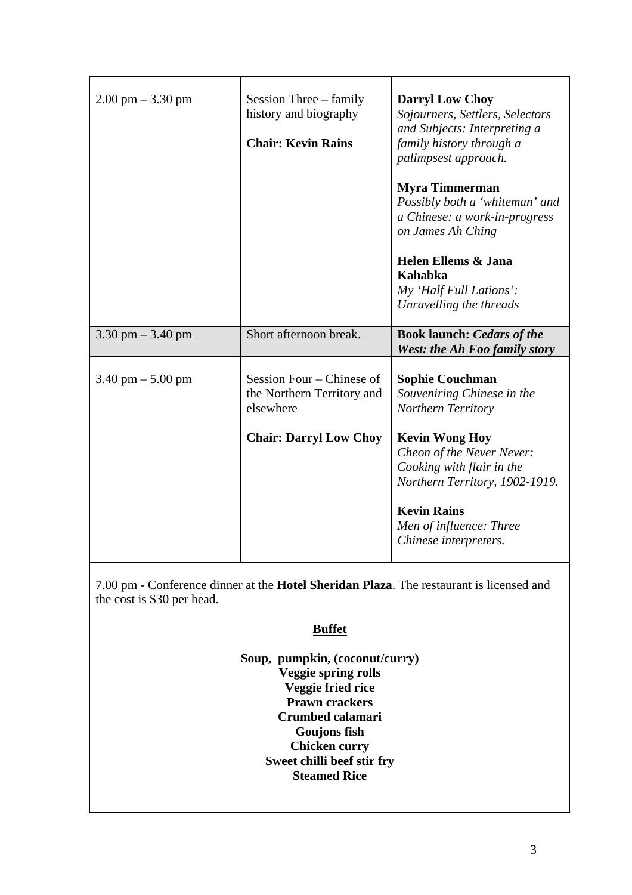| | | |
|---|---|---|
| 2.00 pm – 3.30 pm | Session Three – family history and biography<br><br>**Chair: Kevin Rains** | **Darryl Low Choy**<br>*Sojourners, Settlers, Selectors and Subjects: Interpreting a family history through a palimpsest approach.*<br><br>**Myra Timmerman**<br>*Possibly both a 'whiteman' and a Chinese: a work-in-progress on James Ah Ching*<br><br>**Helen Ellems & Jana Kahabka**<br>*My 'Half Full Lations': Unravelling the threads* |
| 3.30 pm – 3.40 pm | Short afternoon break. | **Book launch: *Cedars of the West: the Ah Foo family story*** |
| 3.40 pm – 5.00 pm | Session Four – Chinese of the Northern Territory and elsewhere<br><br>**Chair: Darryl Low Choy** | **Sophie Couchman**<br>*Souveniring Chinese in the Northern Territory*<br><br>**Kevin Wong Hoy**<br>*Cheon of the Never Never: Cooking with flair in the Northern Territory, 1902-1919.*<br><br>**Kevin Rains**<br>*Men of influence: Three Chinese interpreters.* |

7.00 pm - Conference dinner at the **Hotel Sheridan Plaza**. The restaurant is licensed and the cost is $30 per head.

**Buffet**

**Soup, pumpkin, (coconut/curry)**
**Veggie spring rolls**
**Veggie fried rice**
**Prawn crackers**
**Crumbed calamari**
**Goujons fish**
**Chicken curry**
**Sweet chilli beef stir fry**
**Steamed Rice**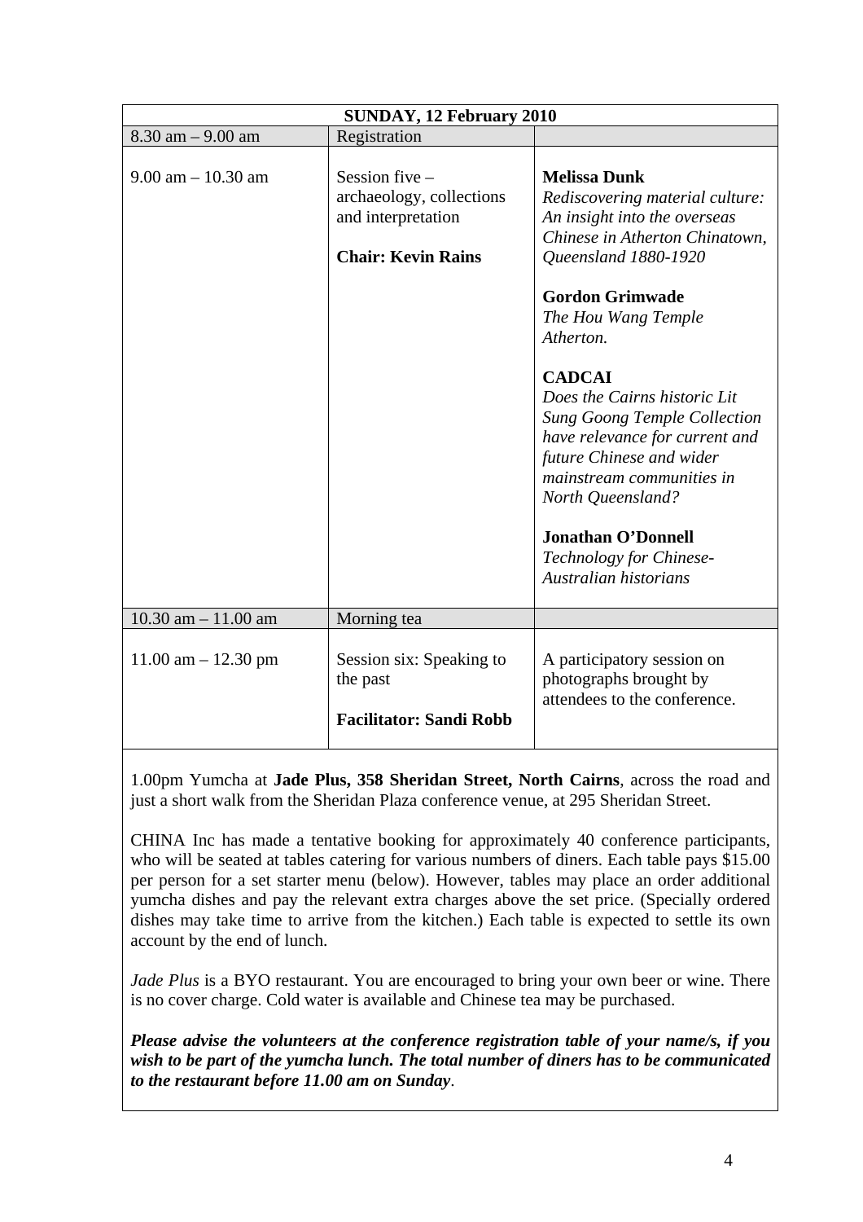| SUNDAY, 12 February 2010 | | |
|---|---|---|
| 8.30 am – 9.00 am | Registration | |
| 9.00 am – 10.30 am | Session five – archaeology, collections and interpretation<br><br>**Chair: Kevin Rains** | **Melissa Dunk**<br>*Rediscovering material culture: An insight into the overseas Chinese in Atherton Chinatown, Queensland 1880-1920*<br><br>**Gordon Grimwade**<br>*The Hou Wang Temple Atherton.*<br><br>**CADCAI**<br>*Does the Cairns historic Lit Sung Goong Temple Collection have relevance for current and future Chinese and wider mainstream communities in North Queensland?*<br><br>**Jonathan O'Donnell**<br>*Technology for Chinese-Australian historians* |
| 10.30 am – 11.00 am | Morning tea | |
| 11.00 am – 12.30 pm | Session six: Speaking to the past<br><br>**Facilitator: Sandi Robb** | A participatory session on photographs brought by attendees to the conference. |

1.00pm Yumcha at **Jade Plus, 358 Sheridan Street, North Cairns**, across the road and just a short walk from the Sheridan Plaza conference venue, at 295 Sheridan Street.

CHINA Inc has made a tentative booking for approximately 40 conference participants, who will be seated at tables catering for various numbers of diners. Each table pays $15.00 per person for a set starter menu (below). However, tables may place an order additional yumcha dishes and pay the relevant extra charges above the set price. (Specially ordered dishes may take time to arrive from the kitchen.) Each table is expected to settle its own account by the end of lunch.

*Jade Plus* is a BYO restaurant. You are encouraged to bring your own beer or wine. There is no cover charge. Cold water is available and Chinese tea may be purchased.

***Please advise the volunteers at the conference registration table of your name/s, if you wish to be part of the yumcha lunch. The total number of diners has to be communicated to the restaurant before 11.00 am on Sunday***.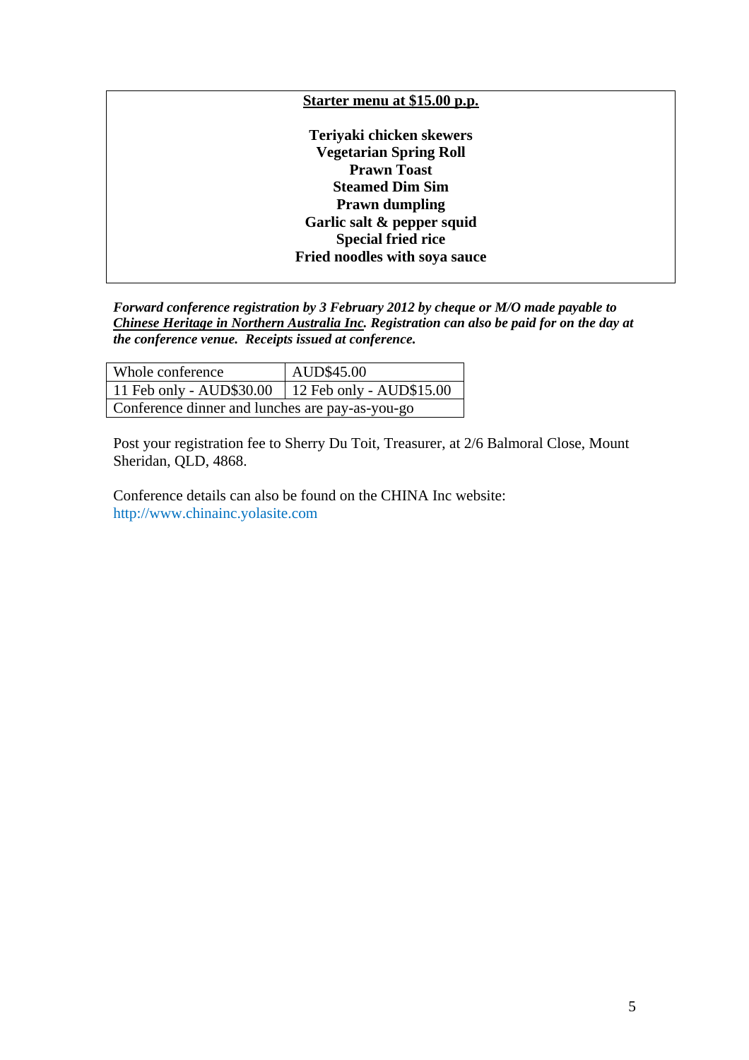**Starter menu at $15.00 p.p.**

**Teriyaki chicken skewers**
**Vegetarian Spring Roll**
**Prawn Toast**
**Steamed Dim Sim**
**Prawn dumpling**
**Garlic salt & pepper squid**
**Special fried rice**
**Fried noodles with soya sauce**

***Forward conference registration by 3 February 2012 by cheque or M/O made payable to Chinese Heritage in Northern Australia Inc. Registration can also be paid for on the day at the conference venue. Receipts issued at conference.***

| | |
|---|---|
| Whole conference | AUD$45.00 |
| 11 Feb only - AUD$30.00 | 12 Feb only - AUD$15.00 |
| Conference dinner and lunches are pay-as-you-go | |

Post your registration fee to Sherry Du Toit, Treasurer, at 2/6 Balmoral Close, Mount Sheridan, QLD, 4868.

Conference details can also be found on the CHINA Inc website:
http://www.chinainc.yolasite.com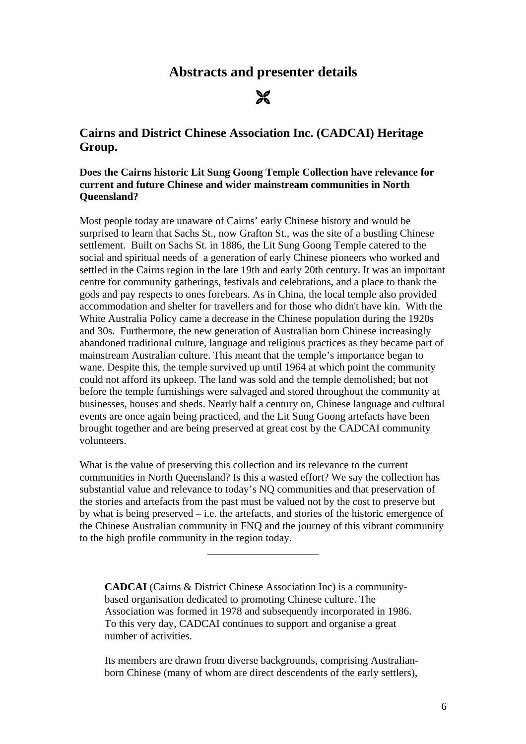# Abstracts and presenter details

⌘

## Cairns and District Chinese Association Inc. (CADCAI) Heritage Group.

**Does the Cairns historic Lit Sung Goong Temple Collection have relevance for current and future Chinese and wider mainstream communities in North Queensland?**

Most people today are unaware of Cairns' early Chinese history and would be surprised to learn that Sachs St., now Grafton St., was the site of a bustling Chinese settlement. Built on Sachs St. in 1886, the Lit Sung Goong Temple catered to the social and spiritual needs of a generation of early Chinese pioneers who worked and settled in the Cairns region in the late 19th and early 20th century. It was an important centre for community gatherings, festivals and celebrations, and a place to thank the gods and pay respects to ones forebears. As in China, the local temple also provided accommodation and shelter for travellers and for those who didn't have kin. With the White Australia Policy came a decrease in the Chinese population during the 1920s and 30s. Furthermore, the new generation of Australian born Chinese increasingly abandoned traditional culture, language and religious practices as they became part of mainstream Australian culture. This meant that the temple's importance began to wane. Despite this, the temple survived up until 1964 at which point the community could not afford its upkeep. The land was sold and the temple demolished; but not before the temple furnishings were salvaged and stored throughout the community at businesses, houses and sheds. Nearly half a century on, Chinese language and cultural events are once again being practiced, and the Lit Sung Goong artefacts have been brought together and are being preserved at great cost by the CADCAI community volunteers.

What is the value of preserving this collection and its relevance to the current communities in North Queensland? Is this a wasted effort? We say the collection has substantial value and relevance to today's NQ communities and that preservation of the stories and artefacts from the past must be valued not by the cost to preserve but by what is being preserved – i.e. the artefacts, and stories of the historic emergence of the Chinese Australian community in FNQ and the journey of this vibrant community to the high profile community in the region today.

---

**CADCAI** (Cairns & District Chinese Association Inc) is a community-based organisation dedicated to promoting Chinese culture. The Association was formed in 1978 and subsequently incorporated in 1986. To this very day, CADCAI continues to support and organise a great number of activities.

Its members are drawn from diverse backgrounds, comprising Australian-born Chinese (many of whom are direct descendents of the early settlers),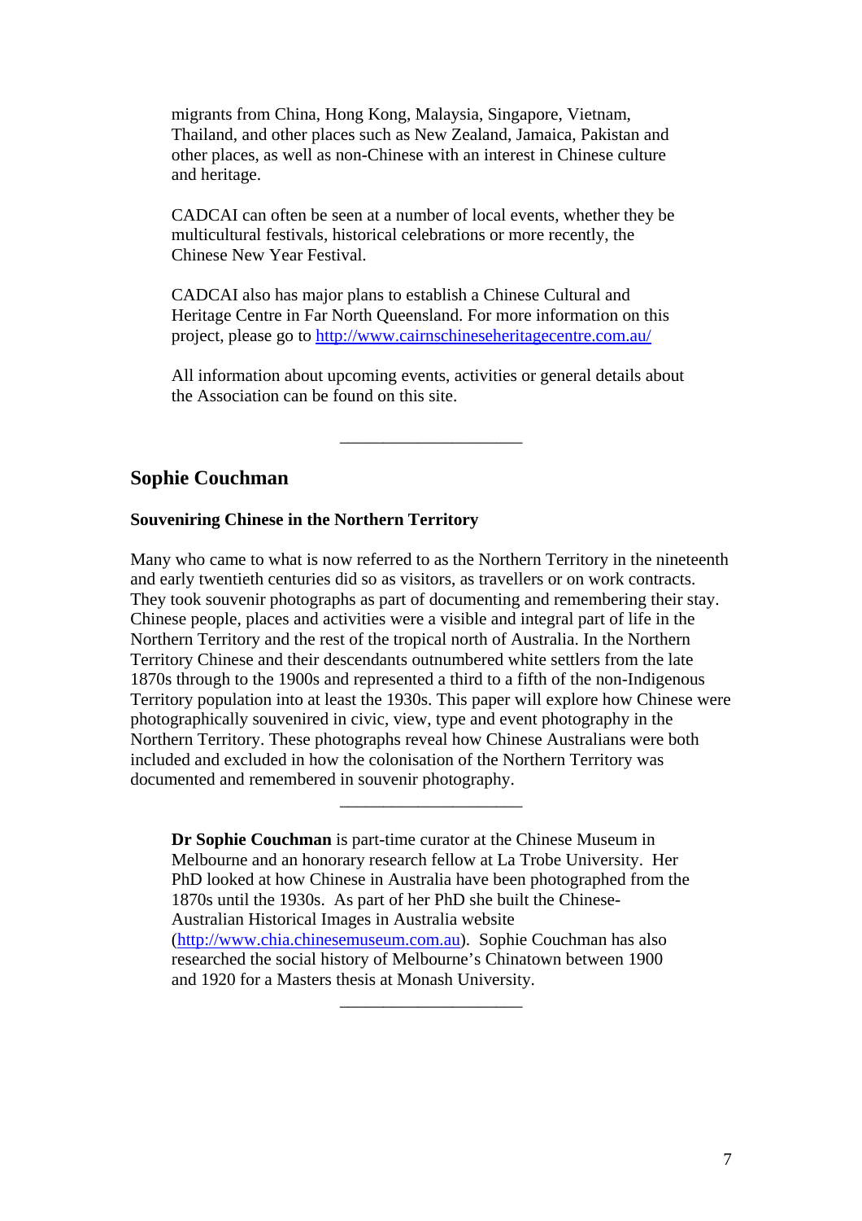migrants from China, Hong Kong, Malaysia, Singapore, Vietnam, Thailand, and other places such as New Zealand, Jamaica, Pakistan and other places, as well as non-Chinese with an interest in Chinese culture and heritage.

CADCAI can often be seen at a number of local events, whether they be multicultural festivals, historical celebrations or more recently, the Chinese New Year Festival.

CADCAI also has major plans to establish a Chinese Cultural and Heritage Centre in Far North Queensland. For more information on this project, please go to http://www.cairnschineseheritagecentre.com.au/

All information about upcoming events, activities or general details about the Association can be found on this site.

---

## Sophie Couchman

### Souveniring Chinese in the Northern Territory

Many who came to what is now referred to as the Northern Territory in the nineteenth and early twentieth centuries did so as visitors, as travellers or on work contracts. They took souvenir photographs as part of documenting and remembering their stay. Chinese people, places and activities were a visible and integral part of life in the Northern Territory and the rest of the tropical north of Australia. In the Northern Territory Chinese and their descendants outnumbered white settlers from the late 1870s through to the 1900s and represented a third to a fifth of the non-Indigenous Territory population into at least the 1930s. This paper will explore how Chinese were photographically souvenired in civic, view, type and event photography in the Northern Territory. These photographs reveal how Chinese Australians were both included and excluded in how the colonisation of the Northern Territory was documented and remembered in souvenir photography.

---

**Dr Sophie Couchman** is part-time curator at the Chinese Museum in Melbourne and an honorary research fellow at La Trobe University. Her PhD looked at how Chinese in Australia have been photographed from the 1870s until the 1930s. As part of her PhD she built the Chinese-Australian Historical Images in Australia website (http://www.chia.chinesemuseum.com.au). Sophie Couchman has also researched the social history of Melbourne's Chinatown between 1900 and 1920 for a Masters thesis at Monash University.

---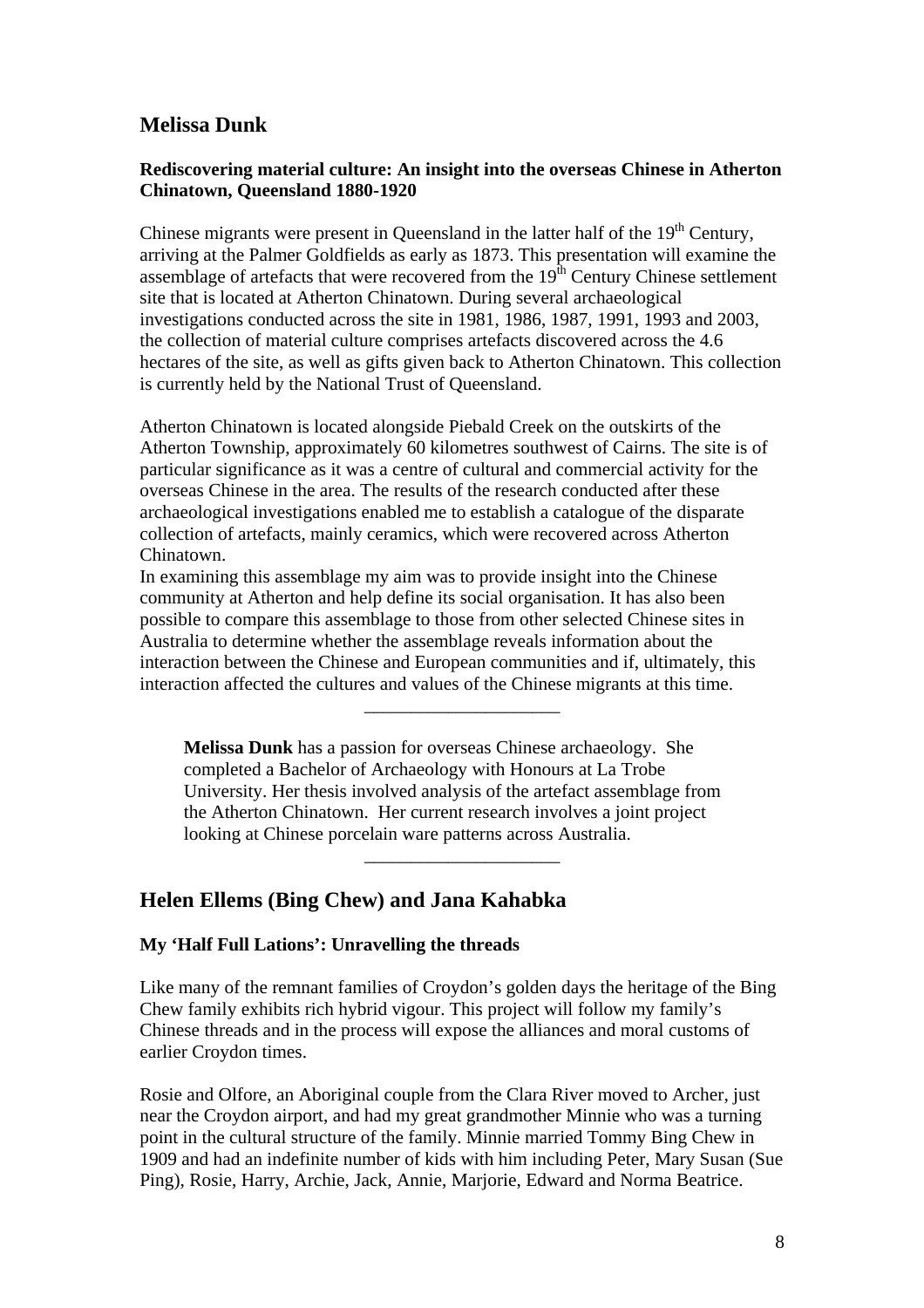## Melissa Dunk

### Rediscovering material culture: An insight into the overseas Chinese in Atherton Chinatown, Queensland 1880-1920

Chinese migrants were present in Queensland in the latter half of the 19th Century, arriving at the Palmer Goldfields as early as 1873. This presentation will examine the assemblage of artefacts that were recovered from the 19th Century Chinese settlement site that is located at Atherton Chinatown. During several archaeological investigations conducted across the site in 1981, 1986, 1987, 1991, 1993 and 2003, the collection of material culture comprises artefacts discovered across the 4.6 hectares of the site, as well as gifts given back to Atherton Chinatown. This collection is currently held by the National Trust of Queensland.

Atherton Chinatown is located alongside Piebald Creek on the outskirts of the Atherton Township, approximately 60 kilometres southwest of Cairns. The site is of particular significance as it was a centre of cultural and commercial activity for the overseas Chinese in the area. The results of the research conducted after these archaeological investigations enabled me to establish a catalogue of the disparate collection of artefacts, mainly ceramics, which were recovered across Atherton Chinatown.

In examining this assemblage my aim was to provide insight into the Chinese community at Atherton and help define its social organisation. It has also been possible to compare this assemblage to those from other selected Chinese sites in Australia to determine whether the assemblage reveals information about the interaction between the Chinese and European communities and if, ultimately, this interaction affected the cultures and values of the Chinese migrants at this time.

---

**Melissa Dunk** has a passion for overseas Chinese archaeology. She completed a Bachelor of Archaeology with Honours at La Trobe University. Her thesis involved analysis of the artefact assemblage from the Atherton Chinatown. Her current research involves a joint project looking at Chinese porcelain ware patterns across Australia.

---

## Helen Ellems (Bing Chew) and Jana Kahabka

### My 'Half Full Lations': Unravelling the threads

Like many of the remnant families of Croydon's golden days the heritage of the Bing Chew family exhibits rich hybrid vigour. This project will follow my family's Chinese threads and in the process will expose the alliances and moral customs of earlier Croydon times.

Rosie and Olfore, an Aboriginal couple from the Clara River moved to Archer, just near the Croydon airport, and had my great grandmother Minnie who was a turning point in the cultural structure of the family. Minnie married Tommy Bing Chew in 1909 and had an indefinite number of kids with him including Peter, Mary Susan (Sue Ping), Rosie, Harry, Archie, Jack, Annie, Marjorie, Edward and Norma Beatrice.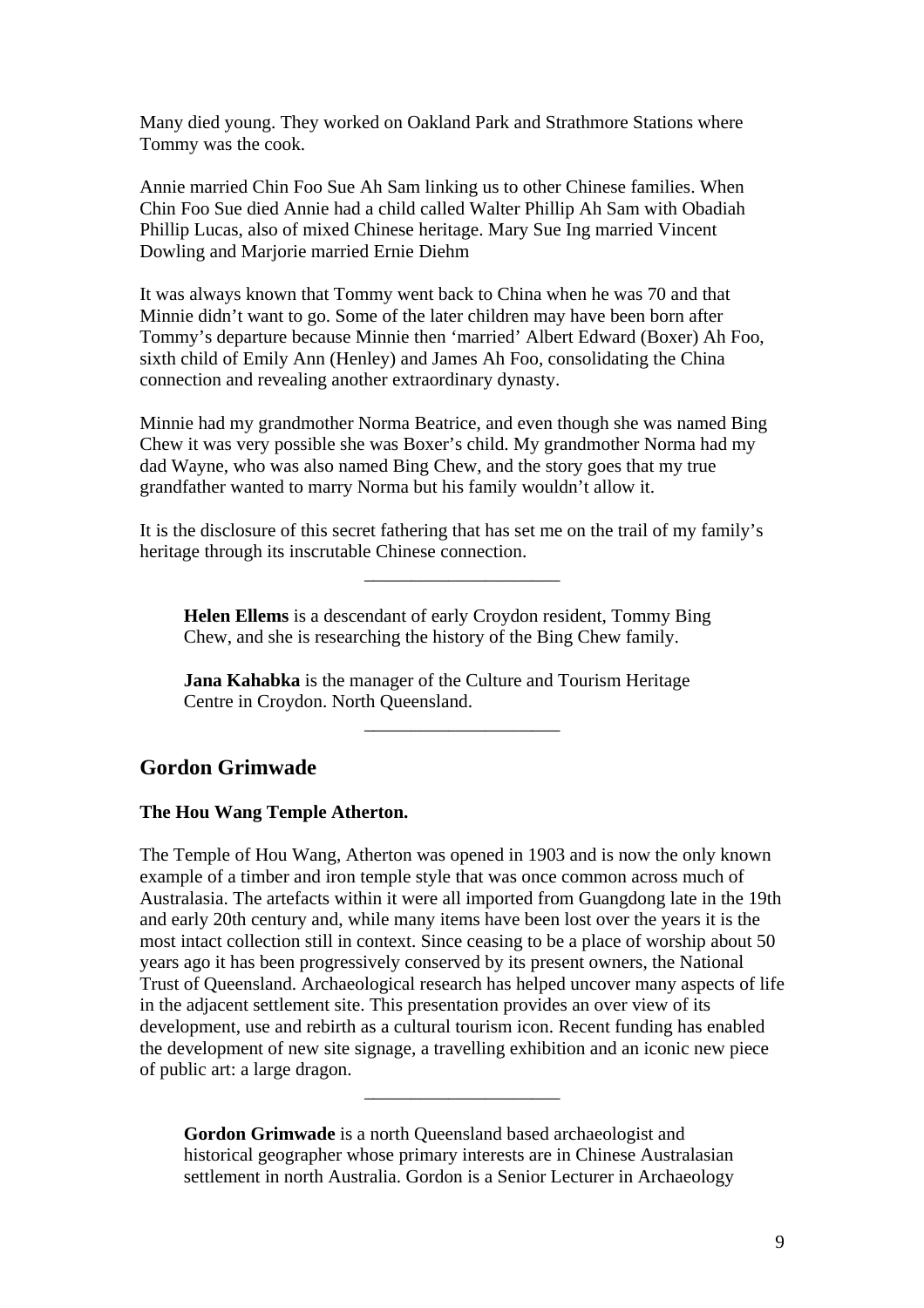Many died young. They worked on Oakland Park and Strathmore Stations where Tommy was the cook.

Annie married Chin Foo Sue Ah Sam linking us to other Chinese families. When Chin Foo Sue died Annie had a child called Walter Phillip Ah Sam with Obadiah Phillip Lucas, also of mixed Chinese heritage. Mary Sue Ing married Vincent Dowling and Marjorie married Ernie Diehm

It was always known that Tommy went back to China when he was 70 and that Minnie didn't want to go. Some of the later children may have been born after Tommy's departure because Minnie then 'married' Albert Edward (Boxer) Ah Foo, sixth child of Emily Ann (Henley) and James Ah Foo, consolidating the China connection and revealing another extraordinary dynasty.

Minnie had my grandmother Norma Beatrice, and even though she was named Bing Chew it was very possible she was Boxer's child. My grandmother Norma had my dad Wayne, who was also named Bing Chew, and the story goes that my true grandfather wanted to marry Norma but his family wouldn't allow it.

It is the disclosure of this secret fathering that has set me on the trail of my family's heritage through its inscrutable Chinese connection.

---

**Helen Ellems** is a descendant of early Croydon resident, Tommy Bing Chew, and she is researching the history of the Bing Chew family.

**Jana Kahabka** is the manager of the Culture and Tourism Heritage Centre in Croydon. North Queensland.

---

## Gordon Grimwade

**The Hou Wang Temple Atherton.**

The Temple of Hou Wang, Atherton was opened in 1903 and is now the only known example of a timber and iron temple style that was once common across much of Australasia. The artefacts within it were all imported from Guangdong late in the 19th and early 20th century and, while many items have been lost over the years it is the most intact collection still in context. Since ceasing to be a place of worship about 50 years ago it has been progressively conserved by its present owners, the National Trust of Queensland. Archaeological research has helped uncover many aspects of life in the adjacent settlement site. This presentation provides an over view of its development, use and rebirth as a cultural tourism icon. Recent funding has enabled the development of new site signage, a travelling exhibition and an iconic new piece of public art: a large dragon.

---

**Gordon Grimwade** is a north Queensland based archaeologist and historical geographer whose primary interests are in Chinese Australasian settlement in north Australia. Gordon is a Senior Lecturer in Archaeology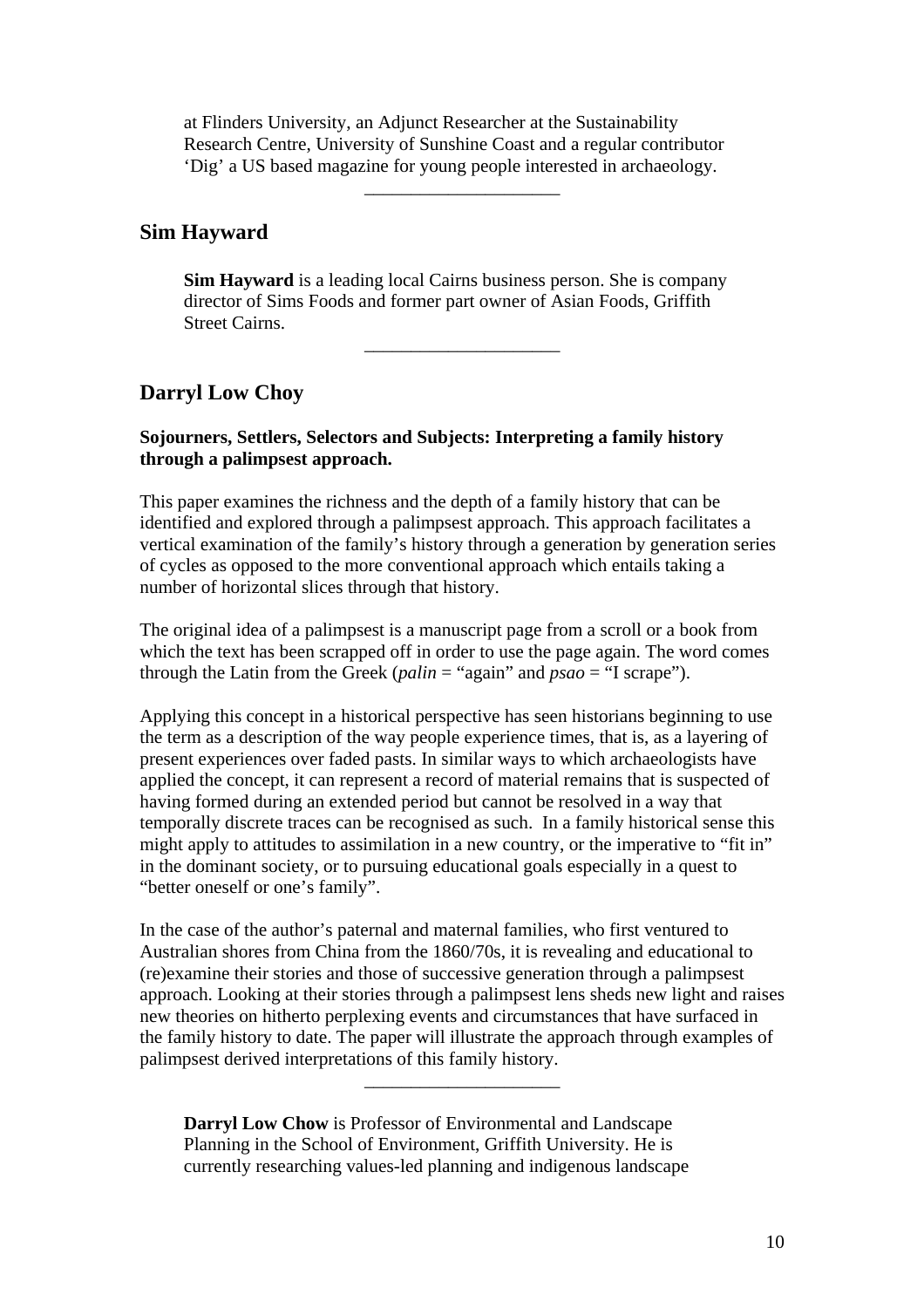at Flinders University, an Adjunct Researcher at the Sustainability Research Centre, University of Sunshine Coast and a regular contributor 'Dig' a US based magazine for young people interested in archaeology.

---

## Sim Hayward

**Sim Hayward** is a leading local Cairns business person. She is company director of Sims Foods and former part owner of Asian Foods, Griffith Street Cairns.

---

## Darryl Low Choy

**Sojourners, Settlers, Selectors and Subjects: Interpreting a family history through a palimpsest approach.**

This paper examines the richness and the depth of a family history that can be identified and explored through a palimpsest approach. This approach facilitates a vertical examination of the family's history through a generation by generation series of cycles as opposed to the more conventional approach which entails taking a number of horizontal slices through that history.

The original idea of a palimpsest is a manuscript page from a scroll or a book from which the text has been scrapped off in order to use the page again. The word comes through the Latin from the Greek (*palin* = "again" and *psao* = "I scrape").

Applying this concept in a historical perspective has seen historians beginning to use the term as a description of the way people experience times, that is, as a layering of present experiences over faded pasts. In similar ways to which archaeologists have applied the concept, it can represent a record of material remains that is suspected of having formed during an extended period but cannot be resolved in a way that temporally discrete traces can be recognised as such. In a family historical sense this might apply to attitudes to assimilation in a new country, or the imperative to "fit in" in the dominant society, or to pursuing educational goals especially in a quest to "better oneself or one's family".

In the case of the author's paternal and maternal families, who first ventured to Australian shores from China from the 1860/70s, it is revealing and educational to (re)examine their stories and those of successive generation through a palimpsest approach. Looking at their stories through a palimpsest lens sheds new light and raises new theories on hitherto perplexing events and circumstances that have surfaced in the family history to date. The paper will illustrate the approach through examples of palimpsest derived interpretations of this family history.

---

**Darryl Low Chow** is Professor of Environmental and Landscape Planning in the School of Environment, Griffith University. He is currently researching values-led planning and indigenous landscape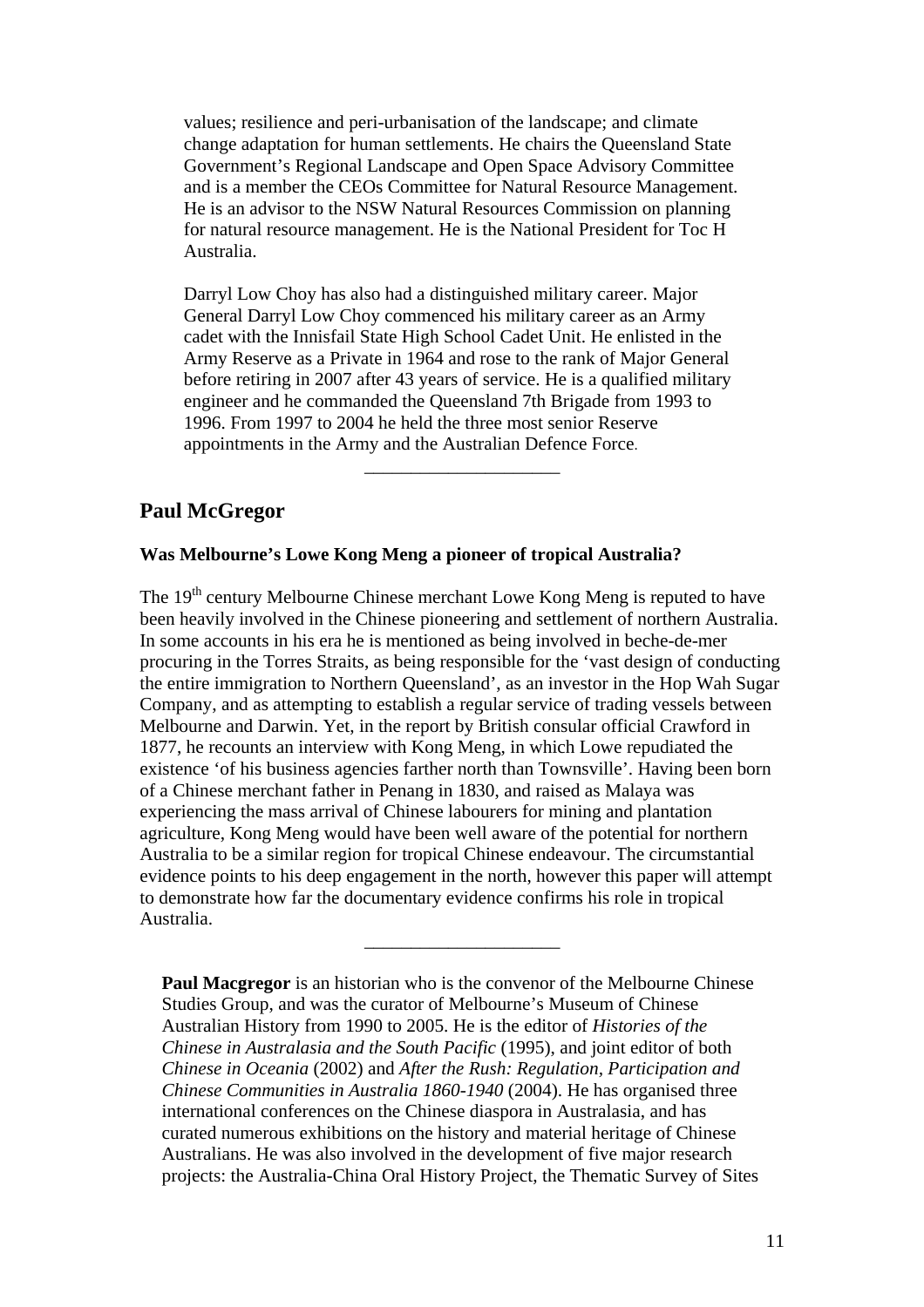values; resilience and peri-urbanisation of the landscape; and climate change adaptation for human settlements. He chairs the Queensland State Government's Regional Landscape and Open Space Advisory Committee and is a member the CEOs Committee for Natural Resource Management. He is an advisor to the NSW Natural Resources Commission on planning for natural resource management. He is the National President for Toc H Australia.

Darryl Low Choy has also had a distinguished military career. Major General Darryl Low Choy commenced his military career as an Army cadet with the Innisfail State High School Cadet Unit. He enlisted in the Army Reserve as a Private in 1964 and rose to the rank of Major General before retiring in 2007 after 43 years of service. He is a qualified military engineer and he commanded the Queensland 7th Brigade from 1993 to 1996. From 1997 to 2004 he held the three most senior Reserve appointments in the Army and the Australian Defence Force.

---

## Paul McGregor

**Was Melbourne's Lowe Kong Meng a pioneer of tropical Australia?**

The 19th century Melbourne Chinese merchant Lowe Kong Meng is reputed to have been heavily involved in the Chinese pioneering and settlement of northern Australia. In some accounts in his era he is mentioned as being involved in beche-de-mer procuring in the Torres Straits, as being responsible for the 'vast design of conducting the entire immigration to Northern Queensland', as an investor in the Hop Wah Sugar Company, and as attempting to establish a regular service of trading vessels between Melbourne and Darwin. Yet, in the report by British consular official Crawford in 1877, he recounts an interview with Kong Meng, in which Lowe repudiated the existence 'of his business agencies farther north than Townsville'. Having been born of a Chinese merchant father in Penang in 1830, and raised as Malaya was experiencing the mass arrival of Chinese labourers for mining and plantation agriculture, Kong Meng would have been well aware of the potential for northern Australia to be a similar region for tropical Chinese endeavour. The circumstantial evidence points to his deep engagement in the north, however this paper will attempt to demonstrate how far the documentary evidence confirms his role in tropical Australia.

---

**Paul Macgregor** is an historian who is the convenor of the Melbourne Chinese Studies Group, and was the curator of Melbourne's Museum of Chinese Australian History from 1990 to 2005. He is the editor of *Histories of the Chinese in Australasia and the South Pacific* (1995), and joint editor of both *Chinese in Oceania* (2002) and *After the Rush: Regulation, Participation and Chinese Communities in Australia 1860-1940* (2004). He has organised three international conferences on the Chinese diaspora in Australasia, and has curated numerous exhibitions on the history and material heritage of Chinese Australians. He was also involved in the development of five major research projects: the Australia-China Oral History Project, the Thematic Survey of Sites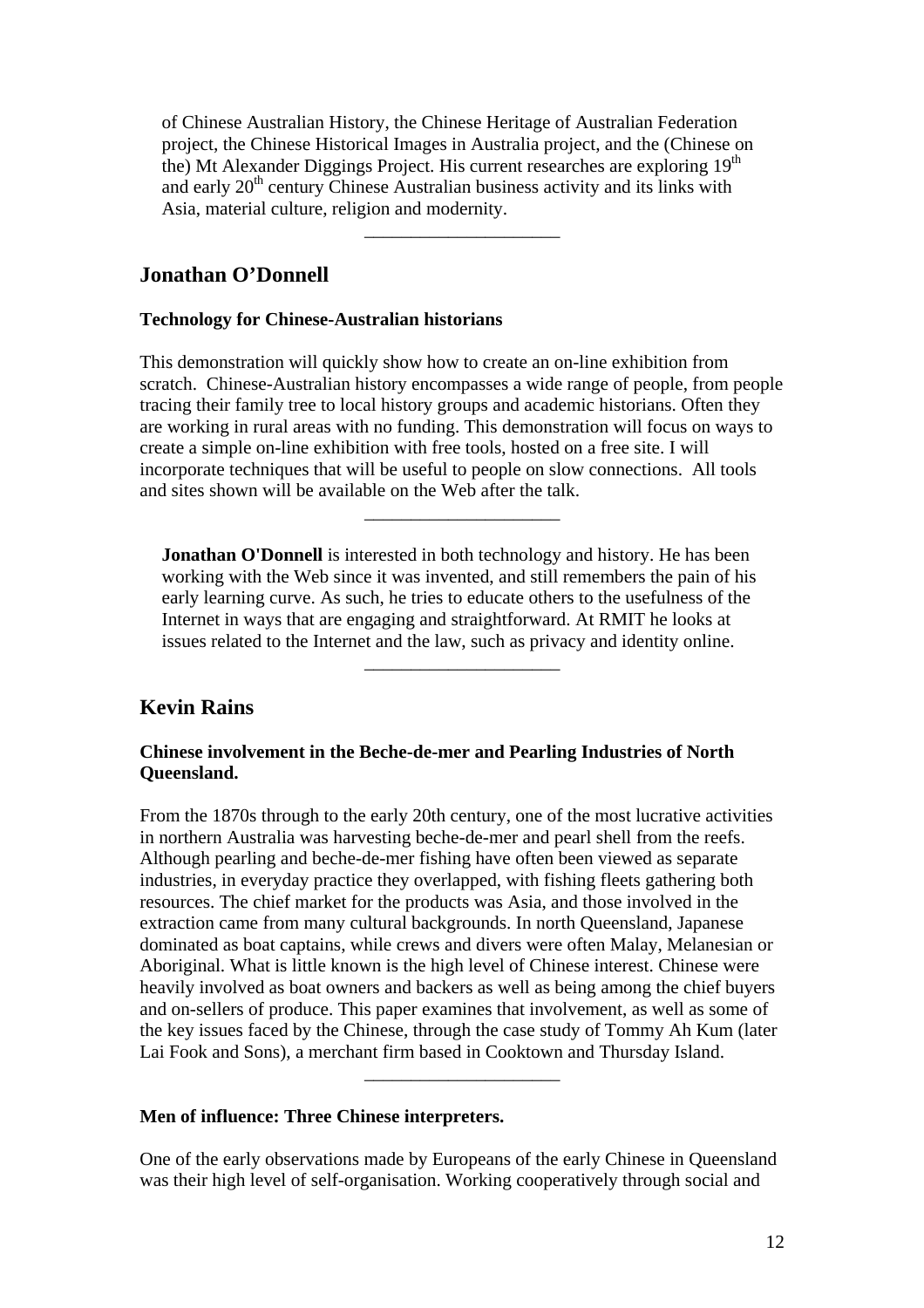of Chinese Australian History, the Chinese Heritage of Australian Federation project, the Chinese Historical Images in Australia project, and the (Chinese on the) Mt Alexander Diggings Project. His current researches are exploring 19th and early 20th century Chinese Australian business activity and its links with Asia, material culture, religion and modernity.

---

## Jonathan O'Donnell

### Technology for Chinese-Australian historians

This demonstration will quickly show how to create an on-line exhibition from scratch. Chinese-Australian history encompasses a wide range of people, from people tracing their family tree to local history groups and academic historians. Often they are working in rural areas with no funding. This demonstration will focus on ways to create a simple on-line exhibition with free tools, hosted on a free site. I will incorporate techniques that will be useful to people on slow connections. All tools and sites shown will be available on the Web after the talk.

---

**Jonathan O'Donnell** is interested in both technology and history. He has been working with the Web since it was invented, and still remembers the pain of his early learning curve. As such, he tries to educate others to the usefulness of the Internet in ways that are engaging and straightforward. At RMIT he looks at issues related to the Internet and the law, such as privacy and identity online.

---

## Kevin Rains

### Chinese involvement in the Beche-de-mer and Pearling Industries of North Queensland.

From the 1870s through to the early 20th century, one of the most lucrative activities in northern Australia was harvesting beche-de-mer and pearl shell from the reefs. Although pearling and beche-de-mer fishing have often been viewed as separate industries, in everyday practice they overlapped, with fishing fleets gathering both resources. The chief market for the products was Asia, and those involved in the extraction came from many cultural backgrounds. In north Queensland, Japanese dominated as boat captains, while crews and divers were often Malay, Melanesian or Aboriginal. What is little known is the high level of Chinese interest. Chinese were heavily involved as boat owners and backers as well as being among the chief buyers and on-sellers of produce. This paper examines that involvement, as well as some of the key issues faced by the Chinese, through the case study of Tommy Ah Kum (later Lai Fook and Sons), a merchant firm based in Cooktown and Thursday Island.

---

### Men of influence: Three Chinese interpreters.

One of the early observations made by Europeans of the early Chinese in Queensland was their high level of self-organisation. Working cooperatively through social and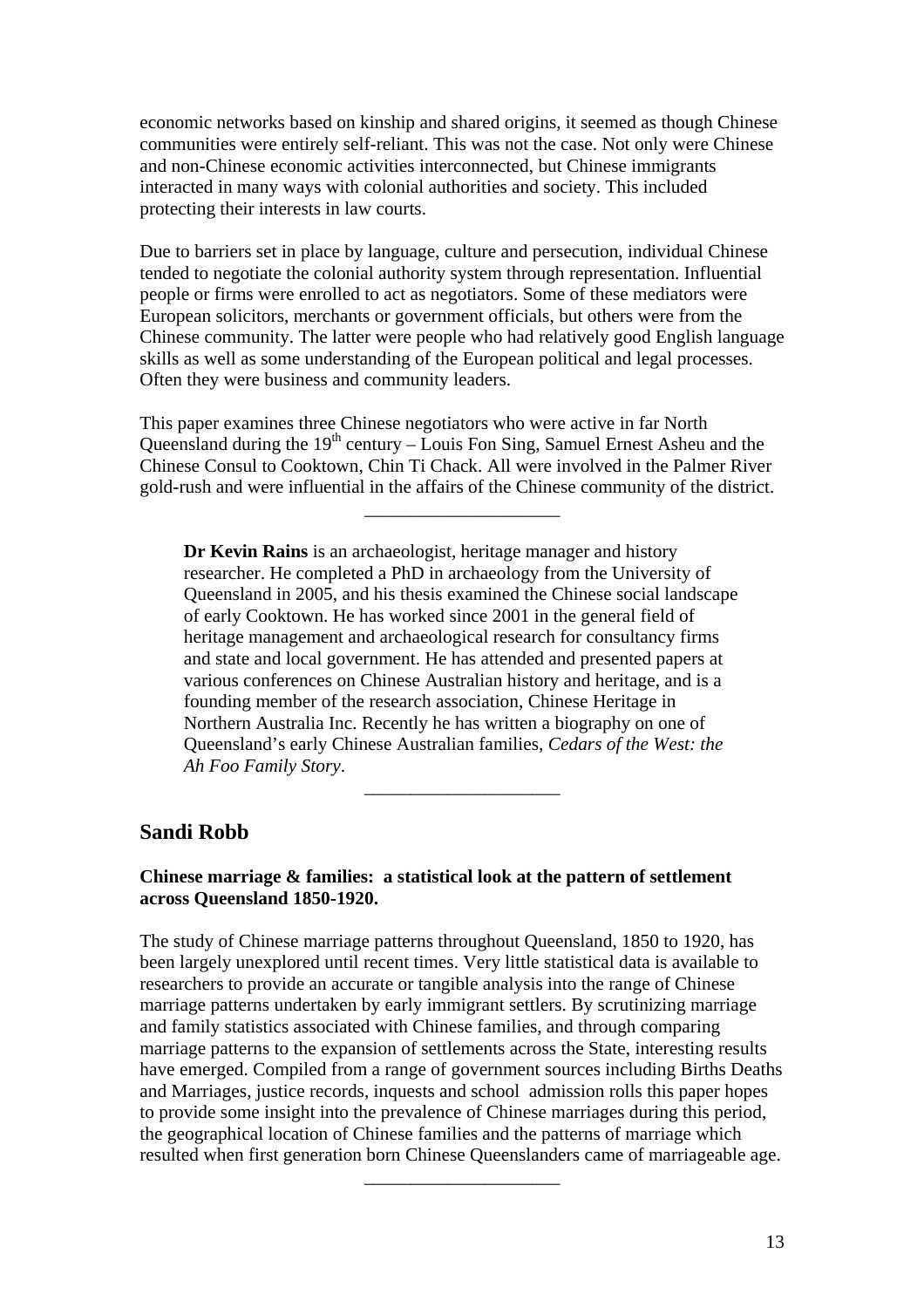economic networks based on kinship and shared origins, it seemed as though Chinese communities were entirely self-reliant. This was not the case. Not only were Chinese and non-Chinese economic activities interconnected, but Chinese immigrants interacted in many ways with colonial authorities and society. This included protecting their interests in law courts.

Due to barriers set in place by language, culture and persecution, individual Chinese tended to negotiate the colonial authority system through representation. Influential people or firms were enrolled to act as negotiators. Some of these mediators were European solicitors, merchants or government officials, but others were from the Chinese community. The latter were people who had relatively good English language skills as well as some understanding of the European political and legal processes. Often they were business and community leaders.

This paper examines three Chinese negotiators who were active in far North Queensland during the 19th century – Louis Fon Sing, Samuel Ernest Asheu and the Chinese Consul to Cooktown, Chin Ti Chack. All were involved in the Palmer River gold-rush and were influential in the affairs of the Chinese community of the district.

---

**Dr Kevin Rains** is an archaeologist, heritage manager and history researcher. He completed a PhD in archaeology from the University of Queensland in 2005, and his thesis examined the Chinese social landscape of early Cooktown. He has worked since 2001 in the general field of heritage management and archaeological research for consultancy firms and state and local government. He has attended and presented papers at various conferences on Chinese Australian history and heritage, and is a founding member of the research association, Chinese Heritage in Northern Australia Inc. Recently he has written a biography on one of Queensland's early Chinese Australian families, *Cedars of the West: the Ah Foo Family Story*.

---

## Sandi Robb

**Chinese marriage & families: a statistical look at the pattern of settlement across Queensland 1850-1920.**

The study of Chinese marriage patterns throughout Queensland, 1850 to 1920, has been largely unexplored until recent times. Very little statistical data is available to researchers to provide an accurate or tangible analysis into the range of Chinese marriage patterns undertaken by early immigrant settlers. By scrutinizing marriage and family statistics associated with Chinese families, and through comparing marriage patterns to the expansion of settlements across the State, interesting results have emerged. Compiled from a range of government sources including Births Deaths and Marriages, justice records, inquests and school admission rolls this paper hopes to provide some insight into the prevalence of Chinese marriages during this period, the geographical location of Chinese families and the patterns of marriage which resulted when first generation born Chinese Queenslanders came of marriageable age.

---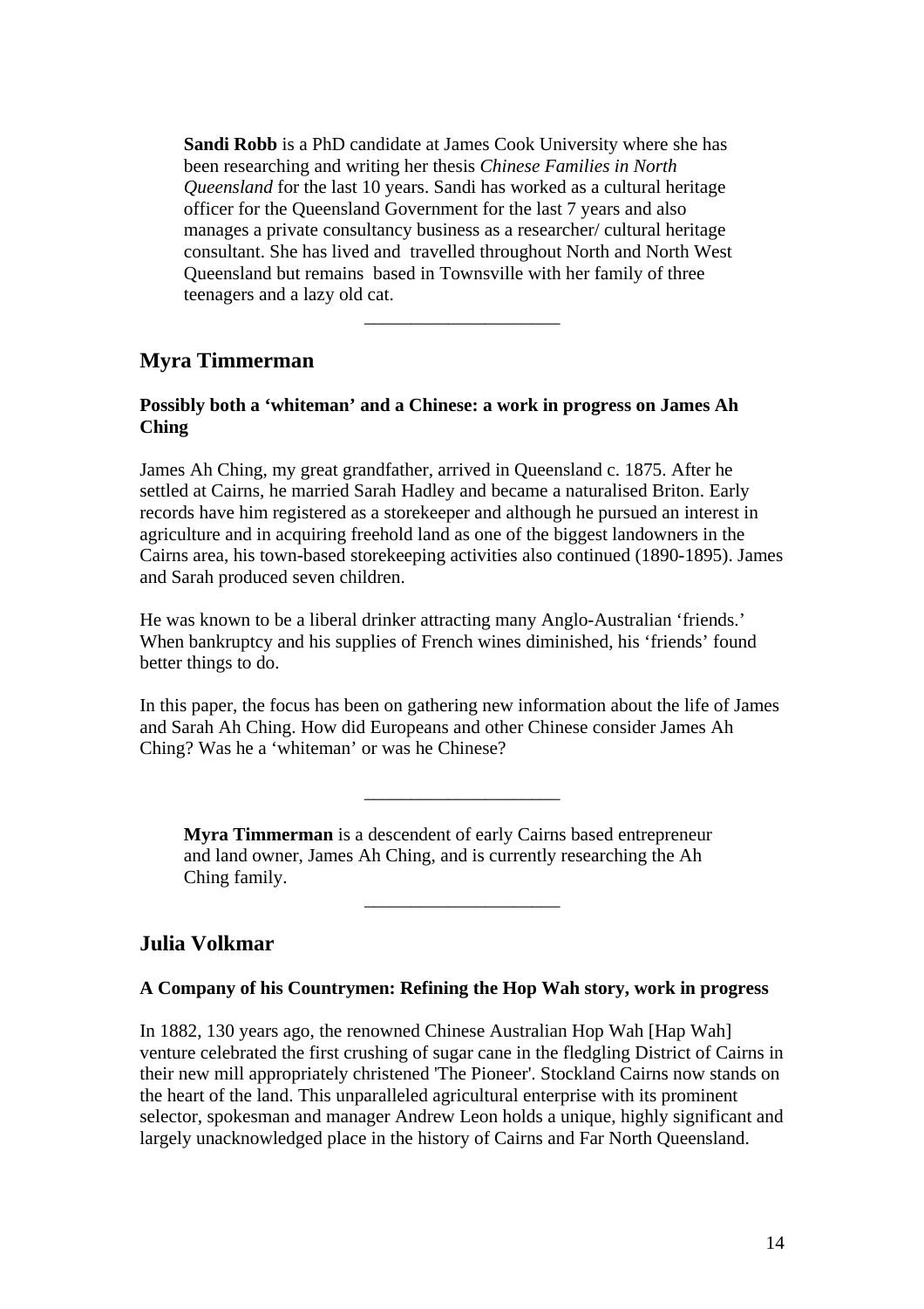**Sandi Robb** is a PhD candidate at James Cook University where she has been researching and writing her thesis *Chinese Families in North Queensland* for the last 10 years. Sandi has worked as a cultural heritage officer for the Queensland Government for the last 7 years and also manages a private consultancy business as a researcher/ cultural heritage consultant. She has lived and travelled throughout North and North West Queensland but remains based in Townsville with her family of three teenagers and a lazy old cat.

---

## Myra Timmerman

### Possibly both a 'whiteman' and a Chinese: a work in progress on James Ah Ching

James Ah Ching, my great grandfather, arrived in Queensland c. 1875. After he settled at Cairns, he married Sarah Hadley and became a naturalised Briton. Early records have him registered as a storekeeper and although he pursued an interest in agriculture and in acquiring freehold land as one of the biggest landowners in the Cairns area, his town-based storekeeping activities also continued (1890-1895). James and Sarah produced seven children.

He was known to be a liberal drinker attracting many Anglo-Australian 'friends.' When bankruptcy and his supplies of French wines diminished, his 'friends' found better things to do.

In this paper, the focus has been on gathering new information about the life of James and Sarah Ah Ching. How did Europeans and other Chinese consider James Ah Ching? Was he a 'whiteman' or was he Chinese?

---

**Myra Timmerman** is a descendent of early Cairns based entrepreneur and land owner, James Ah Ching, and is currently researching the Ah Ching family.

---

## Julia Volkmar

### A Company of his Countrymen: Refining the Hop Wah story, work in progress

In 1882, 130 years ago, the renowned Chinese Australian Hop Wah [Hap Wah] venture celebrated the first crushing of sugar cane in the fledgling District of Cairns in their new mill appropriately christened 'The Pioneer'. Stockland Cairns now stands on the heart of the land. This unparalleled agricultural enterprise with its prominent selector, spokesman and manager Andrew Leon holds a unique, highly significant and largely unacknowledged place in the history of Cairns and Far North Queensland.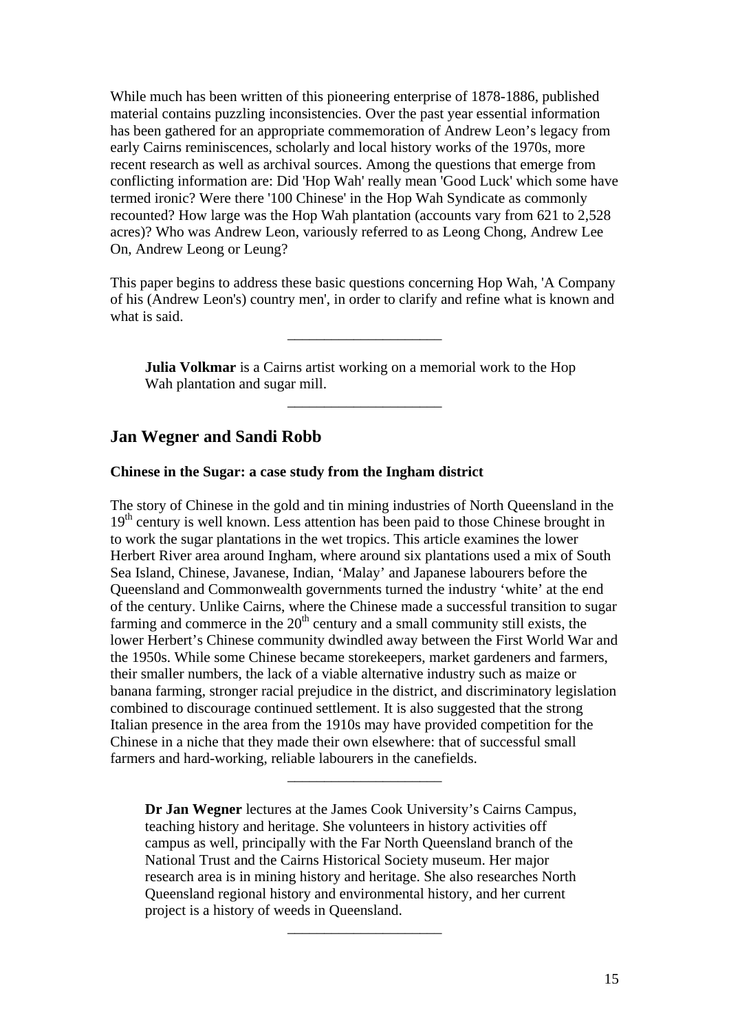While much has been written of this pioneering enterprise of 1878-1886, published material contains puzzling inconsistencies. Over the past year essential information has been gathered for an appropriate commemoration of Andrew Leon's legacy from early Cairns reminiscences, scholarly and local history works of the 1970s, more recent research as well as archival sources. Among the questions that emerge from conflicting information are: Did 'Hop Wah' really mean 'Good Luck' which some have termed ironic? Were there '100 Chinese' in the Hop Wah Syndicate as commonly recounted? How large was the Hop Wah plantation (accounts vary from 621 to 2,528 acres)? Who was Andrew Leon, variously referred to as Leong Chong, Andrew Lee On, Andrew Leong or Leung?

This paper begins to address these basic questions concerning Hop Wah, 'A Company of his (Andrew Leon's) country men', in order to clarify and refine what is known and what is said.

---

**Julia Volkmar** is a Cairns artist working on a memorial work to the Hop Wah plantation and sugar mill.

---

## Jan Wegner and Sandi Robb

### Chinese in the Sugar: a case study from the Ingham district

The story of Chinese in the gold and tin mining industries of North Queensland in the 19th century is well known. Less attention has been paid to those Chinese brought in to work the sugar plantations in the wet tropics. This article examines the lower Herbert River area around Ingham, where around six plantations used a mix of South Sea Island, Chinese, Javanese, Indian, 'Malay' and Japanese labourers before the Queensland and Commonwealth governments turned the industry 'white' at the end of the century. Unlike Cairns, where the Chinese made a successful transition to sugar farming and commerce in the 20th century and a small community still exists, the lower Herbert's Chinese community dwindled away between the First World War and the 1950s. While some Chinese became storekeepers, market gardeners and farmers, their smaller numbers, the lack of a viable alternative industry such as maize or banana farming, stronger racial prejudice in the district, and discriminatory legislation combined to discourage continued settlement. It is also suggested that the strong Italian presence in the area from the 1910s may have provided competition for the Chinese in a niche that they made their own elsewhere: that of successful small farmers and hard-working, reliable labourers in the canefields.

---

**Dr Jan Wegner** lectures at the James Cook University's Cairns Campus, teaching history and heritage. She volunteers in history activities off campus as well, principally with the Far North Queensland branch of the National Trust and the Cairns Historical Society museum. Her major research area is in mining history and heritage. She also researches North Queensland regional history and environmental history, and her current project is a history of weeds in Queensland.

---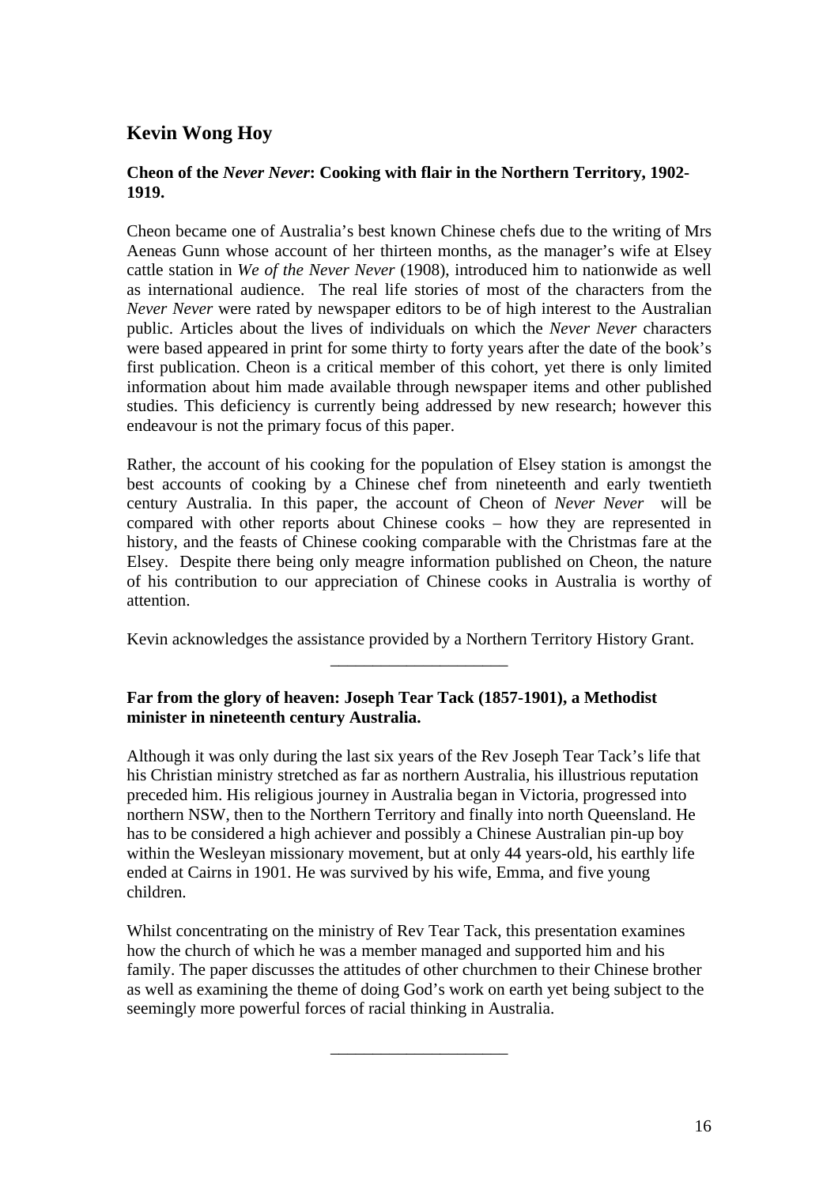## Kevin Wong Hoy

### Cheon of the *Never Never*: Cooking with flair in the Northern Territory, 1902-1919.

Cheon became one of Australia's best known Chinese chefs due to the writing of Mrs Aeneas Gunn whose account of her thirteen months, as the manager's wife at Elsey cattle station in *We of the Never Never* (1908), introduced him to nationwide as well as international audience. The real life stories of most of the characters from the *Never Never* were rated by newspaper editors to be of high interest to the Australian public. Articles about the lives of individuals on which the *Never Never* characters were based appeared in print for some thirty to forty years after the date of the book's first publication. Cheon is a critical member of this cohort, yet there is only limited information about him made available through newspaper items and other published studies. This deficiency is currently being addressed by new research; however this endeavour is not the primary focus of this paper.

Rather, the account of his cooking for the population of Elsey station is amongst the best accounts of cooking by a Chinese chef from nineteenth and early twentieth century Australia. In this paper, the account of Cheon of *Never Never* will be compared with other reports about Chinese cooks – how they are represented in history, and the feasts of Chinese cooking comparable with the Christmas fare at the Elsey. Despite there being only meagre information published on Cheon, the nature of his contribution to our appreciation of Chinese cooks in Australia is worthy of attention.

Kevin acknowledges the assistance provided by a Northern Territory History Grant.

---

### Far from the glory of heaven: Joseph Tear Tack (1857-1901), a Methodist minister in nineteenth century Australia.

Although it was only during the last six years of the Rev Joseph Tear Tack's life that his Christian ministry stretched as far as northern Australia, his illustrious reputation preceded him. His religious journey in Australia began in Victoria, progressed into northern NSW, then to the Northern Territory and finally into north Queensland. He has to be considered a high achiever and possibly a Chinese Australian pin-up boy within the Wesleyan missionary movement, but at only 44 years-old, his earthly life ended at Cairns in 1901. He was survived by his wife, Emma, and five young children.

Whilst concentrating on the ministry of Rev Tear Tack, this presentation examines how the church of which he was a member managed and supported him and his family. The paper discusses the attitudes of other churchmen to their Chinese brother as well as examining the theme of doing God's work on earth yet being subject to the seemingly more powerful forces of racial thinking in Australia.

---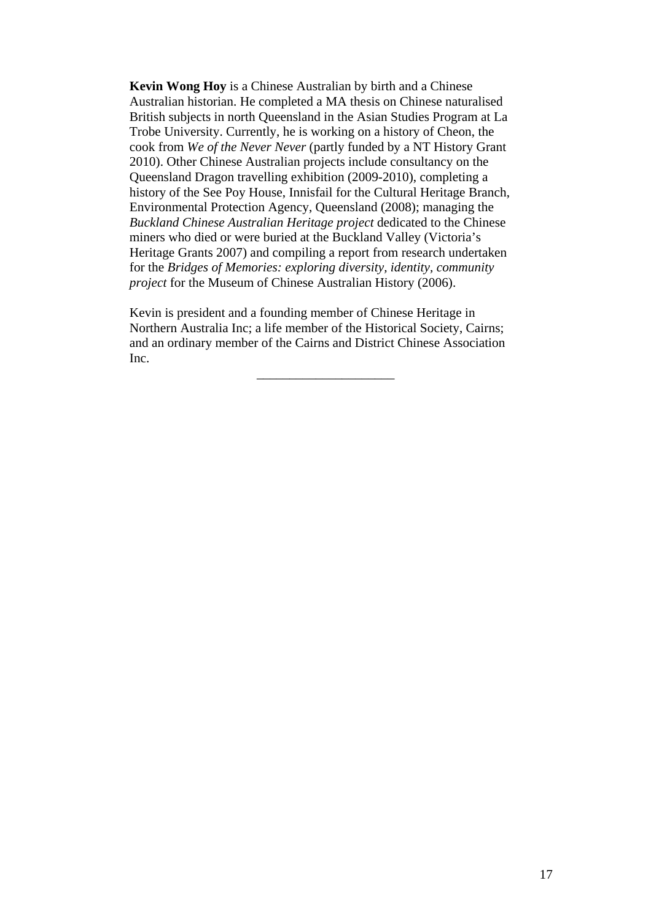**Kevin Wong Hoy** is a Chinese Australian by birth and a Chinese Australian historian. He completed a MA thesis on Chinese naturalised British subjects in north Queensland in the Asian Studies Program at La Trobe University. Currently, he is working on a history of Cheon, the cook from *We of the Never Never* (partly funded by a NT History Grant 2010). Other Chinese Australian projects include consultancy on the Queensland Dragon travelling exhibition (2009-2010), completing a history of the See Poy House, Innisfail for the Cultural Heritage Branch, Environmental Protection Agency, Queensland (2008); managing the *Buckland Chinese Australian Heritage project* dedicated to the Chinese miners who died or were buried at the Buckland Valley (Victoria's Heritage Grants 2007) and compiling a report from research undertaken for the *Bridges of Memories: exploring diversity, identity, community project* for the Museum of Chinese Australian History (2006).

Kevin is president and a founding member of Chinese Heritage in Northern Australia Inc; a life member of the Historical Society, Cairns; and an ordinary member of the Cairns and District Chinese Association Inc.

---